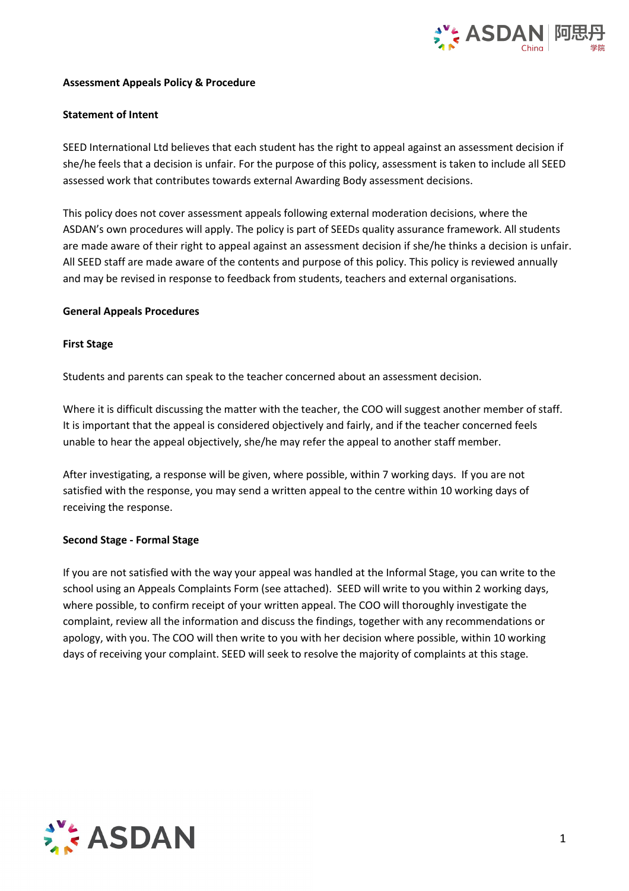**Assessment Appeals Policy & Procedure**

**Statement of Intent**

SEED International Ltd believes that each student has the right to appeal against an assessment decision if she/he feels that a decision is unfair. For the purpose of this policy, assessment is taken to include all SEED assessed work that contributes towards external Awarding Body assessment decisions.

This policy does not cover assessment appeals following external moderation decisions, where the ASDAN's own procedures will apply. The policy is part of SEEDs quality assurance framework. All students are made aware of their right to appeal against an assessment decision if she/he thinks a decision is unfair. All SEED staff are made aware of the contents and purpose of this policy. This policy is reviewed annually and may be revised in response to feedback from students, teachers and external organisations.

**General Appeals Procedures**

**First Stage**

Students and parents can speak to the teacher concerned about an assessment decision.

Where it is difficult discussing the matter with the teacher, the COO will suggest another member of staff. It is important that the appeal is considered objectively and fairly, and if the teacher concerned feels unable to hear the appeal objectively, she/he may refer the appeal to another staff member.

After investigating, a response will be given, where possible, within 7 working days. If you are not satisfied with the response, you may send a written appeal to the centre within 10 working days of receiving the response.

**Second Stage - Formal Stage**

If you are not satisfied with the way your appeal was handled at the Informal Stage, you can write to the school using an Appeals Complaints Form (see attached). SEED will write to you within 2 working days, where possible, to confirm receipt of your written appeal. The COO will thoroughly investigate the complaint, review all the information and discuss the findings, together with any recommendations or apology, with you. The COO will then write to you with her decision where possible, within 10 working days of receiving your complaint. SEED will seek to resolve the majority of complaints at this stage.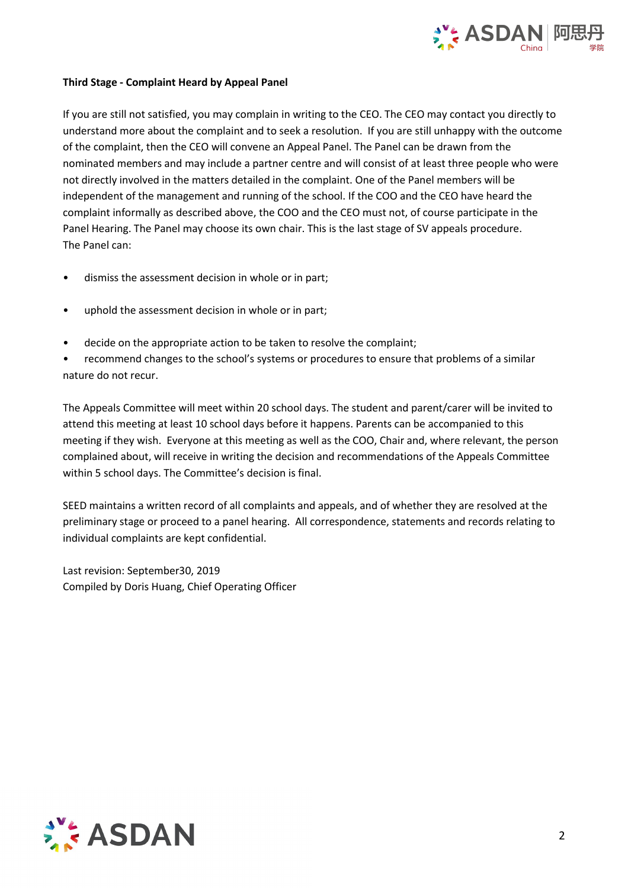**Third Stage - Complaint Heard by Appeal Panel**

If you are still not satisfied, you may complain in writing to the CEO. The CEO may contact you directly to understand more about the complaint and to seek a resolution. If you are still unhappy with the outcome of the complaint, then the CEO will convene an Appeal Panel. The Panel can be drawn from the nominated members and may include a partner centre and will consist of at least three people who were not directly involved in the matters detailed in the complaint. One of the Panel members will be independent of the management and running of the school. If the COO and the CEO have heard the complaint informally as described above, the COO and the CEO must not, of course participate in the Panel Hearing. The Panel may choose its own chair. This is the last stage of SV appeals procedure.
The Panel can:

- dismiss the assessment decision in whole or in part;
- uphold the assessment decision in whole or in part;
- decide on the appropriate action to be taken to resolve the complaint;
- recommend changes to the school's systems or procedures to ensure that problems of a similar nature do not recur.

The Appeals Committee will meet within 20 school days. The student and parent/carer will be invited to attend this meeting at least 10 school days before it happens. Parents can be accompanied to this meeting if they wish. Everyone at this meeting as well as the COO, Chair and, where relevant, the person complained about, will receive in writing the decision and recommendations of the Appeals Committee within 5 school days. The Committee's decision is final.

SEED maintains a written record of all complaints and appeals, and of whether they are resolved at the preliminary stage or proceed to a panel hearing. All correspondence, statements and records relating to individual complaints are kept confidential.

Last revision: September30, 2019
Compiled by Doris Huang, Chief Operating Officer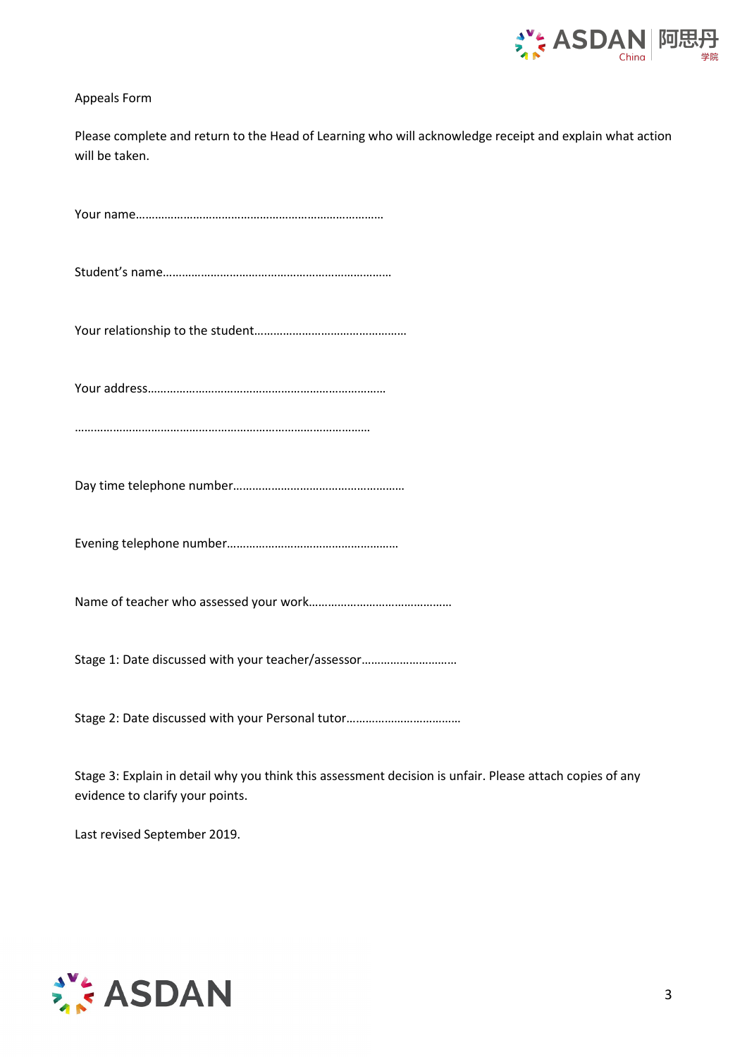Appeals Form

Please complete and return to the Head of Learning who will acknowledge receipt and explain what action will be taken.

Your name…………………………………………………………………………

Student's name………………………………………………………………

Your relationship to the student…………………………………………

Your address…………………………………………………………………

…………………………………………………………………………………………

Day time telephone number………………………………………………

Evening telephone number………………………………………………

Name of teacher who assessed your work………………………………………

Stage 1: Date discussed with your teacher/assessor…………………………

Stage 2: Date discussed with your Personal tutor………………………………

Stage 3: Explain in detail why you think this assessment decision is unfair. Please attach copies of any evidence to clarify your points.

Last revised September 2019.